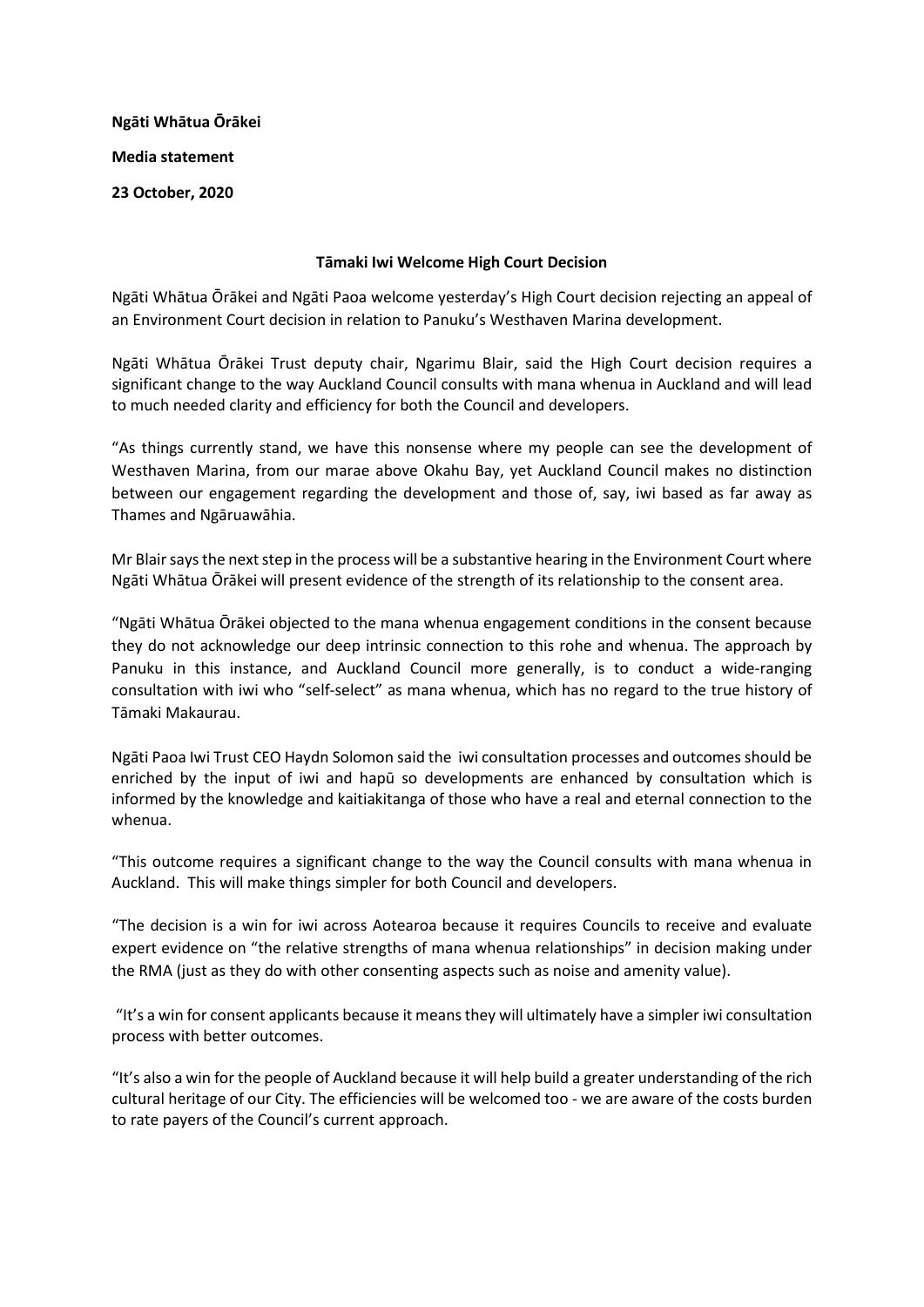**Ngāti Whātua Ōrākei**

**Media statement**

**23 October, 2020**

## Tāmaki Iwi Welcome High Court Decision

Ngāti Whātua Ōrākei and Ngāti Paoa welcome yesterday's High Court decision rejecting an appeal of an Environment Court decision in relation to Panuku's Westhaven Marina development.

Ngāti Whātua Ōrākei Trust deputy chair, Ngarimu Blair, said the High Court decision requires a significant change to the way Auckland Council consults with mana whenua in Auckland and will lead to much needed clarity and efficiency for both the Council and developers.

"As things currently stand, we have this nonsense where my people can see the development of Westhaven Marina, from our marae above Okahu Bay, yet Auckland Council makes no distinction between our engagement regarding the development and those of, say, iwi based as far away as Thames and Ngāruawāhia.

Mr Blair says the next step in the process will be a substantive hearing in the Environment Court where Ngāti Whātua Ōrākei will present evidence of the strength of its relationship to the consent area.

"Ngāti Whātua Ōrākei objected to the mana whenua engagement conditions in the consent because they do not acknowledge our deep intrinsic connection to this rohe and whenua. The approach by Panuku in this instance, and Auckland Council more generally, is to conduct a wide-ranging consultation with iwi who "self-select" as mana whenua, which has no regard to the true history of Tāmaki Makaurau.

Ngāti Paoa Iwi Trust CEO Haydn Solomon said the iwi consultation processes and outcomes should be enriched by the input of iwi and hapū so developments are enhanced by consultation which is informed by the knowledge and kaitiakitanga of those who have a real and eternal connection to the whenua.

"This outcome requires a significant change to the way the Council consults with mana whenua in Auckland. This will make things simpler for both Council and developers.

"The decision is a win for iwi across Aotearoa because it requires Councils to receive and evaluate expert evidence on "the relative strengths of mana whenua relationships" in decision making under the RMA (just as they do with other consenting aspects such as noise and amenity value).

"It's a win for consent applicants because it means they will ultimately have a simpler iwi consultation process with better outcomes.

"It's also a win for the people of Auckland because it will help build a greater understanding of the rich cultural heritage of our City. The efficiencies will be welcomed too - we are aware of the costs burden to rate payers of the Council's current approach.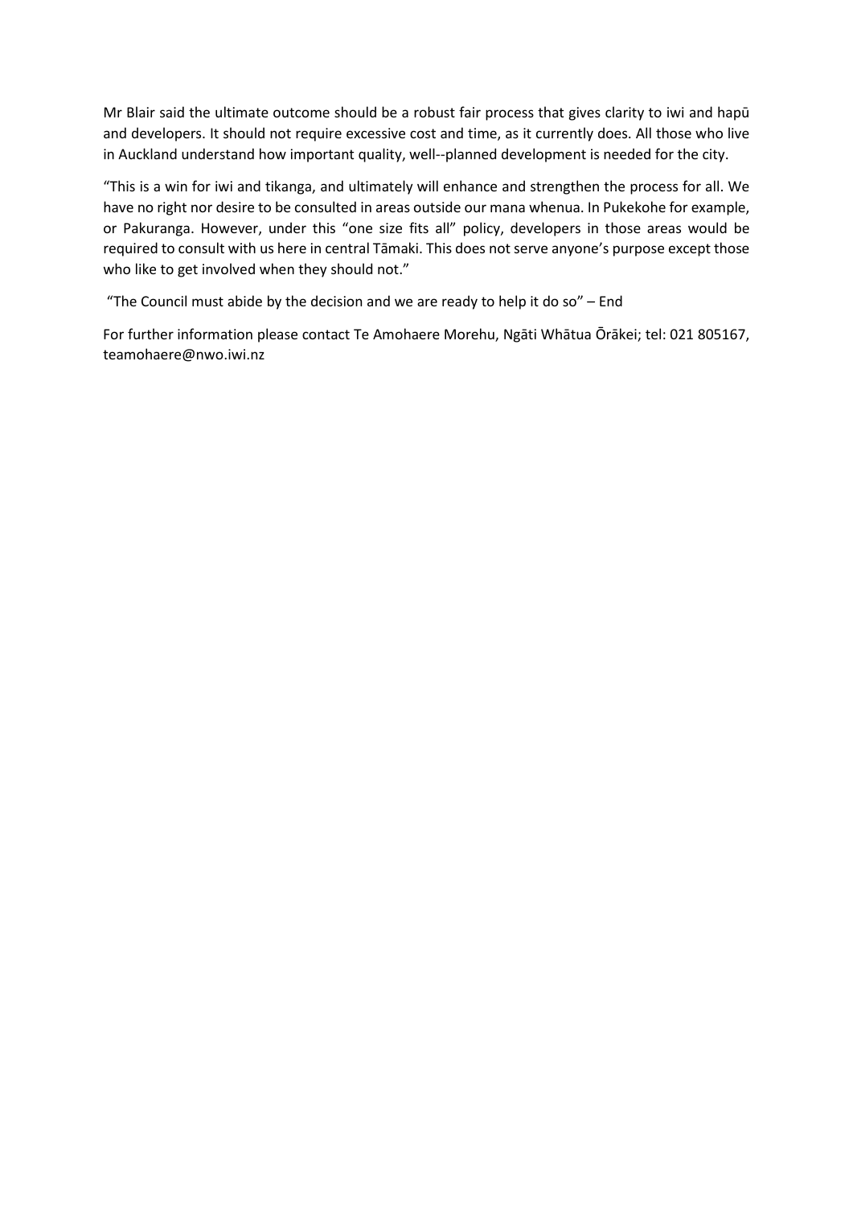Mr Blair said the ultimate outcome should be a robust fair process that gives clarity to iwi and hapū and developers. It should not require excessive cost and time, as it currently does. All those who live in Auckland understand how important quality, well--planned development is needed for the city.

"This is a win for iwi and tikanga, and ultimately will enhance and strengthen the process for all. We have no right nor desire to be consulted in areas outside our mana whenua. In Pukekohe for example, or Pakuranga. However, under this "one size fits all" policy, developers in those areas would be required to consult with us here in central Tāmaki. This does not serve anyone's purpose except those who like to get involved when they should not."

"The Council must abide by the decision and we are ready to help it do so" – End

For further information please contact Te Amohaere Morehu, Ngāti Whātua Ōrākei; tel: 021 805167, teamohaere@nwo.iwi.nz